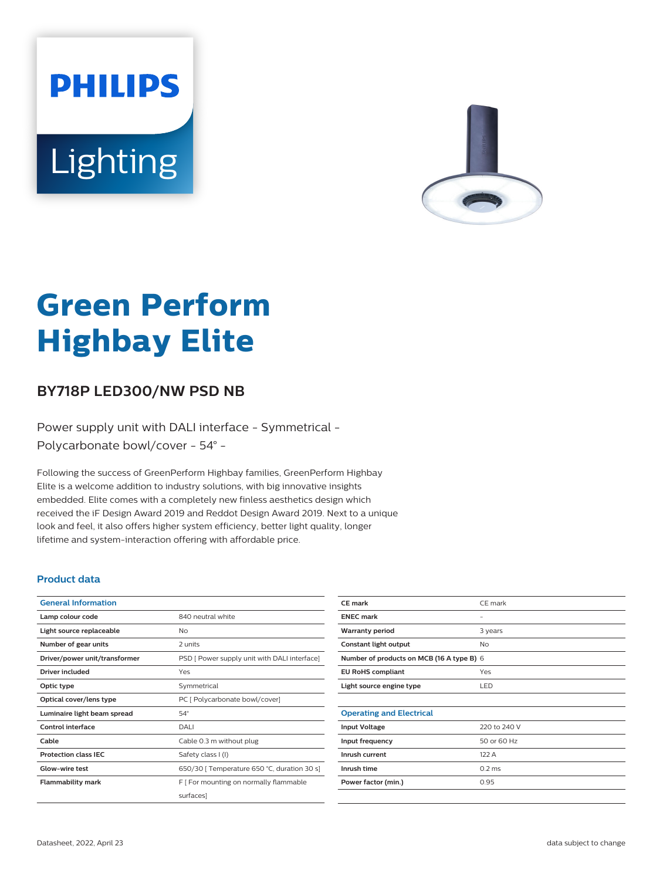PHILIPS

Lighting

# Green Perform Highbay Elite

## BY718P LED300/NW PSD NB

Power supply unit with DALI interface - Symmetrical - Polycarbonate bowl/cover - 54° -

Following the success of GreenPerform Highbay families, GreenPerform Highbay Elite is a welcome addition to industry solutions, with big innovative insights embedded. Elite comes with a completely new finless aesthetics design which received the iF Design Award 2019 and Reddot Design Award 2019. Next to a unique look and feel, it also offers higher system efficiency, better light quality, longer lifetime and system-interaction offering with affordable price.

### Product data

| General Information | |
|---|---|
| Lamp colour code | 840 neutral white |
| Light source replaceable | No |
| Number of gear units | 2 units |
| Driver/power unit/transformer | PSD [ Power supply unit with DALI interface] |
| Driver included | Yes |
| Optic type | Symmetrical |
| Optical cover/lens type | PC [ Polycarbonate bowl/cover] |
| Luminaire light beam spread | 54° |
| Control interface | DALI |
| Cable | Cable 0.3 m without plug |
| Protection class IEC | Safety class I (I) |
| Glow-wire test | 650/30 [ Temperature 650 °C, duration 30 s] |
| Flammability mark | F [ For mounting on normally flammable surfaces] |
| CE mark | CE mark |
| ENEC mark | - |
| Warranty period | 3 years |
| Constant light output | No |
| Number of products on MCB (16 A type B) | 6 |
| EU RoHS compliant | Yes |
| Light source engine type | LED |

| Operating and Electrical | |
|---|---|
| Input Voltage | 220 to 240 V |
| Input frequency | 50 or 60 Hz |
| Inrush current | 122 A |
| Inrush time | 0.2 ms |
| Power factor (min.) | 0.95 |

Datasheet, 2022, April 23

data subject to change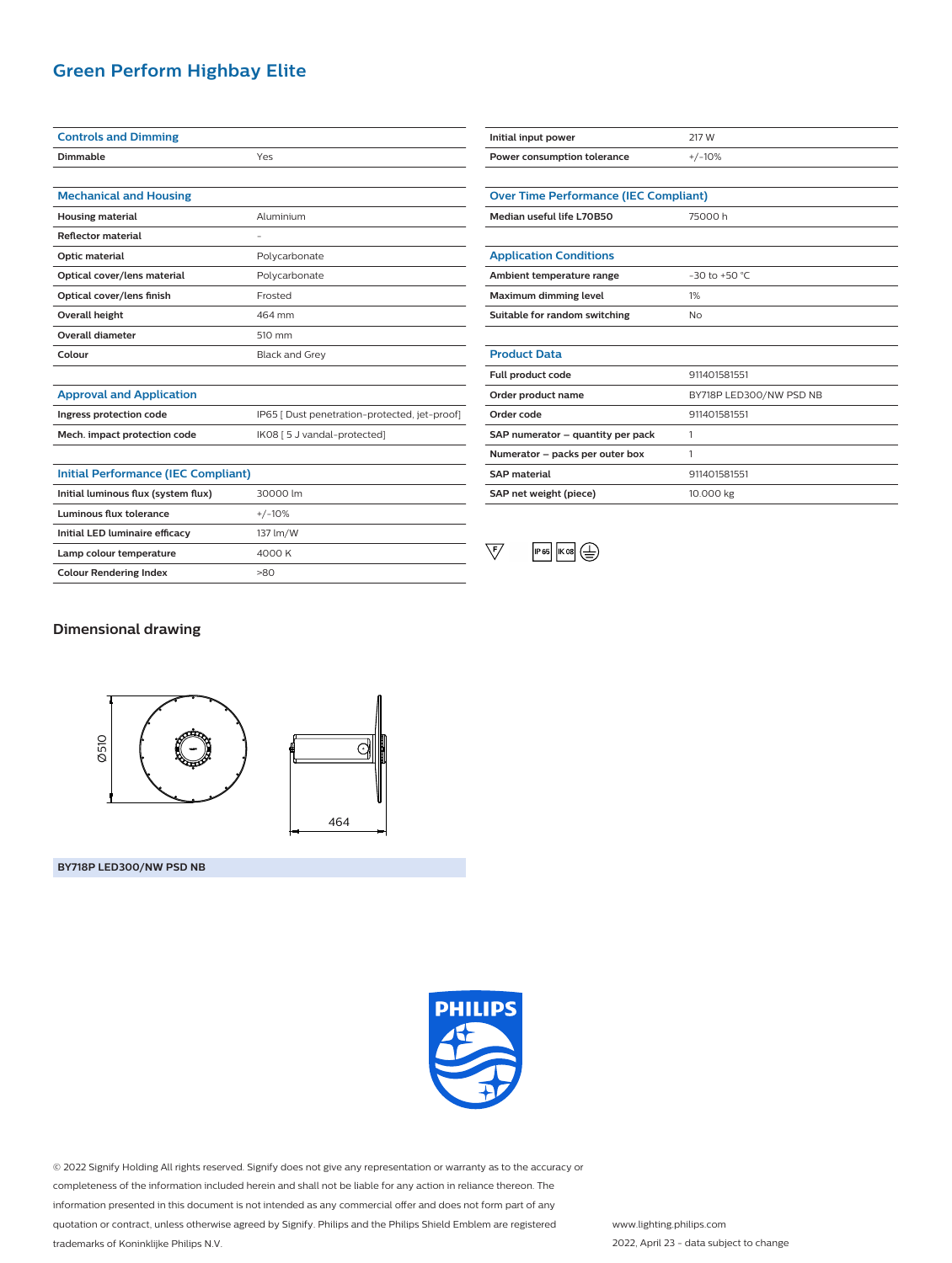# Green Perform Highbay Elite

## Controls and Dimming

| | |
|---|---|
| Dimmable | Yes |

## Mechanical and Housing

| | |
|---|---|
| Housing material | Aluminium |
| Reflector material | - |
| Optic material | Polycarbonate |
| Optical cover/lens material | Polycarbonate |
| Optical cover/lens finish | Frosted |
| Overall height | 464 mm |
| Overall diameter | 510 mm |
| Colour | Black and Grey |

## Approval and Application

| | |
|---|---|
| Ingress protection code | IP65 [ Dust penetration-protected, jet-proof] |
| Mech. impact protection code | IK08 [ 5 J vandal-protected] |

## Initial Performance (IEC Compliant)

| | |
|---|---|
| Initial luminous flux (system flux) | 30000 lm |
| Luminous flux tolerance | +/-10% |
| Initial LED luminaire efficacy | 137 lm/W |
| Lamp colour temperature | 4000 K |
| Colour Rendering Index | >80 |

| | |
|---|---|
| Initial input power | 217 W |
| Power consumption tolerance | +/-10% |

## Over Time Performance (IEC Compliant)

| | |
|---|---|
| Median useful life L70B50 | 75000 h |

## Application Conditions

| | |
|---|---|
| Ambient temperature range | -30 to +50 °C |
| Maximum dimming level | 1% |
| Suitable for random switching | No |

## Product Data

| | |
|---|---|
| Full product code | 911401581551 |
| Order product name | BY718P LED300/NW PSD NB |
| Order code | 911401581551 |
| SAP numerator – quantity per pack | 1 |
| Numerator – packs per outer box | 1 |
| SAP material | 911401581551 |
| SAP net weight (piece) | 10.000 kg |

## Dimensional drawing

Ø510

464

BY718P LED300/NW PSD NB

© 2022 Signify Holding All rights reserved. Signify does not give any representation or warranty as to the accuracy or completeness of the information included herein and shall not be liable for any action in reliance thereon. The information presented in this document is not intended as any commercial offer and does not form part of any quotation or contract, unless otherwise agreed by Signify. Philips and the Philips Shield Emblem are registered trademarks of Koninklijke Philips N.V.

www.lighting.philips.com

2022, April 23 - data subject to change